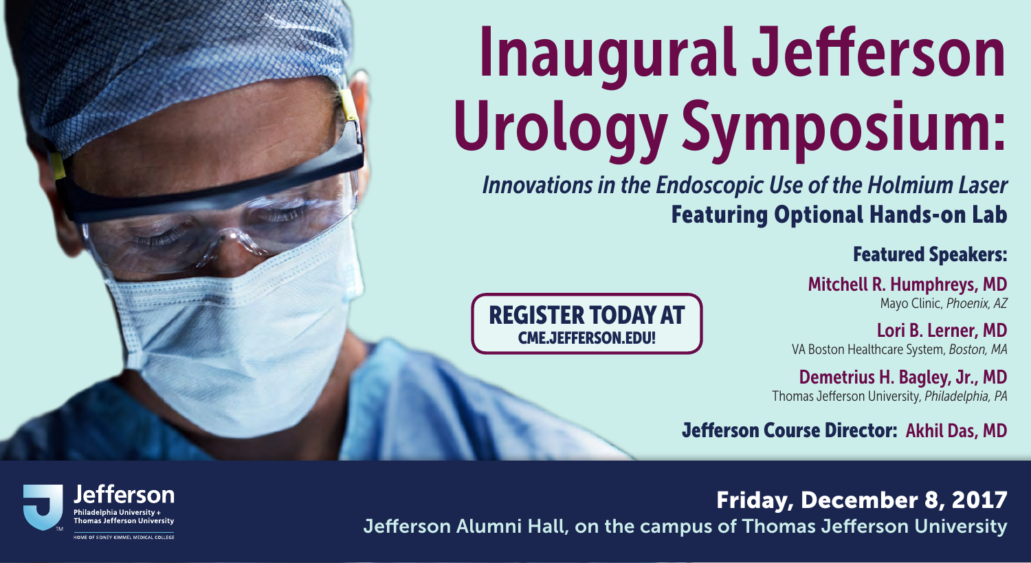# Inaugural Jefferson Urology Symposium:

*Innovations in the Endoscopic Use of the Holmium Laser*

**Featuring Optional Hands-on Lab**

**REGISTER TODAY AT CME.JEFFERSON.EDU!**

### Featured Speakers:

**Mitchell R. Humphreys, MD**
Mayo Clinic, *Phoenix, AZ*

**Lori B. Lerner, MD**
VA Boston Healthcare System, *Boston, MA*

**Demetrius H. Bagley, Jr., MD**
Thomas Jefferson University, *Philadelphia, PA*

**Jefferson Course Director: Akhil Das, MD**

Jefferson
Philadelphia University + Thomas Jefferson University
HOME OF SIDNEY KIMMEL MEDICAL COLLEGE

**Friday, December 8, 2017**

Jefferson Alumni Hall, on the campus of Thomas Jefferson University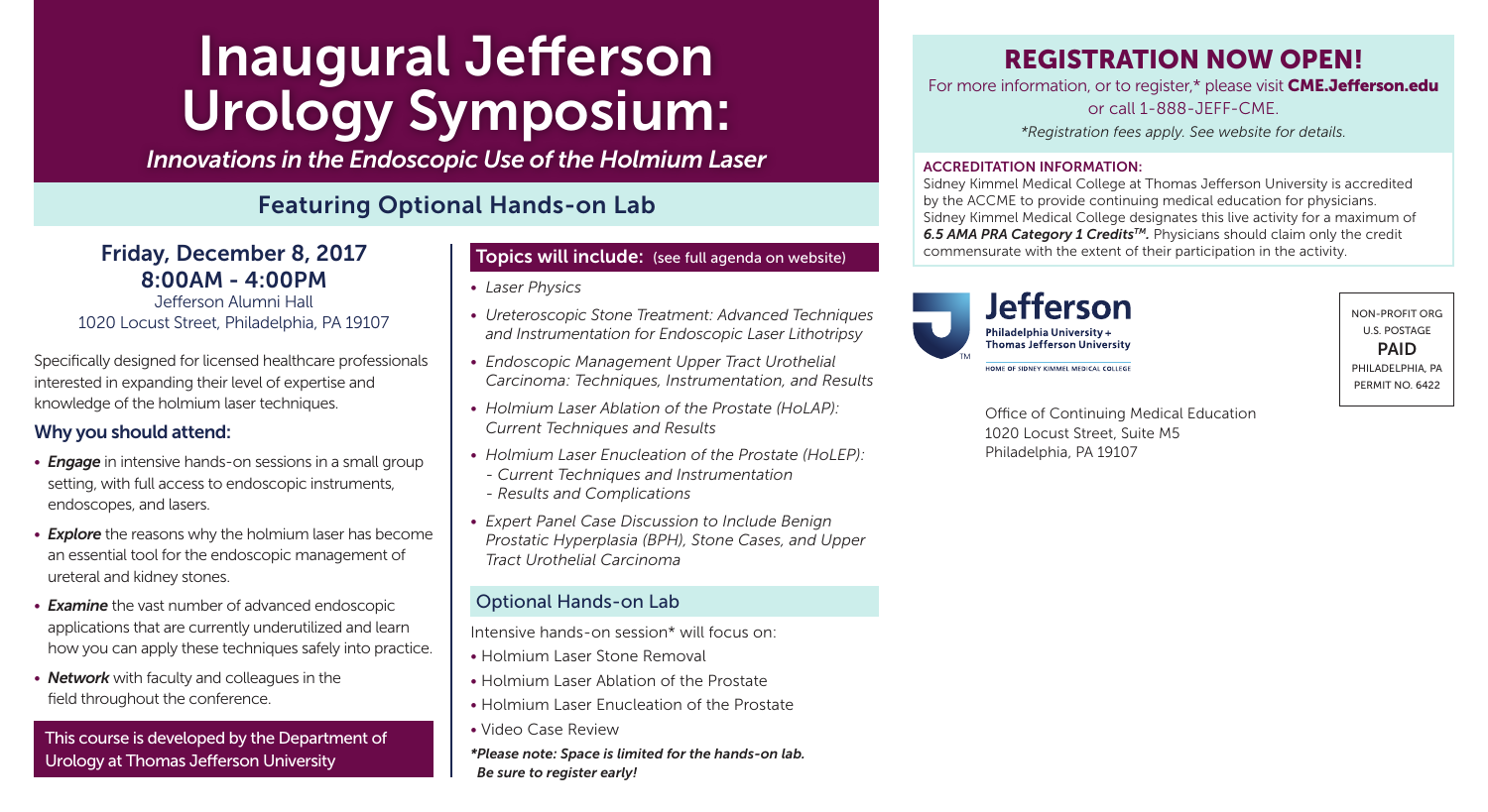# Inaugural Jefferson Urology Symposium:

*Innovations in the Endoscopic Use of the Holmium Laser*

## Featuring Optional Hands-on Lab

### Friday, December 8, 2017
### 8:00AM - 4:00PM

Jefferson Alumni Hall
1020 Locust Street, Philadelphia, PA 19107

Specifically designed for licensed healthcare professionals interested in expanding their level of expertise and knowledge of the holmium laser techniques.

### Why you should attend:

- ***Engage*** in intensive hands-on sessions in a small group setting, with full access to endoscopic instruments, endoscopes, and lasers.
- ***Explore*** the reasons why the holmium laser has become an essential tool for the endoscopic management of ureteral and kidney stones.
- ***Examine*** the vast number of advanced endoscopic applications that are currently underutilized and learn how you can apply these techniques safely into practice.
- ***Network*** with faculty and colleagues in the field throughout the conference.

This course is developed by the Department of Urology at Thomas Jefferson University

### Topics will include: (see full agenda on website)

- *Laser Physics*
- *Ureteroscopic Stone Treatment: Advanced Techniques and Instrumentation for Endoscopic Laser Lithotripsy*
- *Endoscopic Management Upper Tract Urothelial Carcinoma: Techniques, Instrumentation, and Results*
- *Holmium Laser Ablation of the Prostate (HoLAP): Current Techniques and Results*
- *Holmium Laser Enucleation of the Prostate (HoLEP):*
  - *Current Techniques and Instrumentation*
  - *Results and Complications*
- *Expert Panel Case Discussion to Include Benign Prostatic Hyperplasia (BPH), Stone Cases, and Upper Tract Urothelial Carcinoma*

### Optional Hands-on Lab

Intensive hands-on session* will focus on:

- Holmium Laser Stone Removal
- Holmium Laser Ablation of the Prostate
- Holmium Laser Enucleation of the Prostate
- Video Case Review

***Please note: Space is limited for the hands-on lab. Be sure to register early!***

## REGISTRATION NOW OPEN!

For more information, or to register,* please visit **CME.Jefferson.edu** or call 1-888-JEFF-CME.

*\*Registration fees apply. See website for details.*

### ACCREDITATION INFORMATION:

Sidney Kimmel Medical College at Thomas Jefferson University is accredited by the ACCME to provide continuing medical education for physicians. Sidney Kimmel Medical College designates this live activity for a maximum of ***6.5 AMA PRA Category 1 Credits™.*** Physicians should claim only the credit commensurate with the extent of their participation in the activity.

**Jefferson**
**Philadelphia University + Thomas Jefferson University**
HOME OF SIDNEY KIMMEL MEDICAL COLLEGE

Office of Continuing Medical Education
1020 Locust Street, Suite M5
Philadelphia, PA 19107

NON-PROFIT ORG
U.S. POSTAGE
**PAID**
PHILADELPHIA, PA
PERMIT NO. 6422